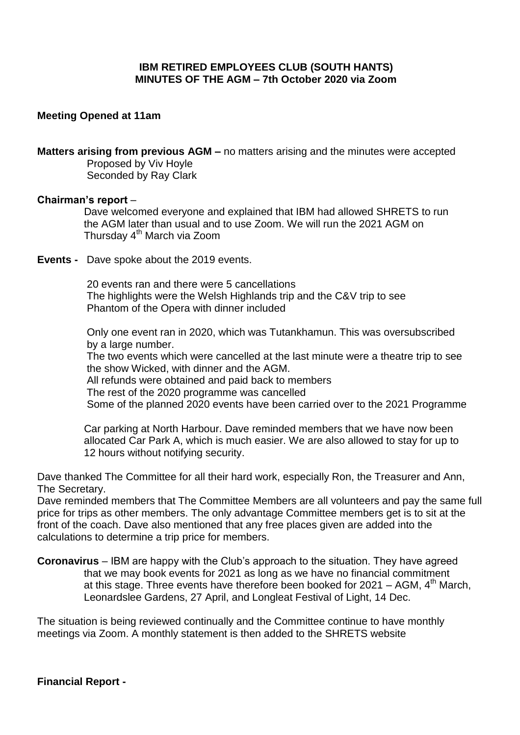**IBM RETIRED EMPLOYEES CLUB (SOUTH HANTS)**
**MINUTES OF THE AGM – 7th October 2020 via Zoom**

**Meeting Opened at 11am**

**Matters arising from previous AGM –** no matters arising and the minutes were accepted
Proposed by Viv Hoyle
Seconded by Ray Clark

**Chairman's report** –

Dave welcomed everyone and explained that IBM had allowed SHRETS to run the AGM later than usual and to use Zoom. We will run the 2021 AGM on Thursday 4th March via Zoom

**Events -** Dave spoke about the 2019 events.

20 events ran and there were 5 cancellations
The highlights were the Welsh Highlands trip and the C&V trip to see Phantom of the Opera with dinner included

Only one event ran in 2020, which was Tutankhamun. This was oversubscribed by a large number.
The two events which were cancelled at the last minute were a theatre trip to see the show Wicked, with dinner and the AGM.
All refunds were obtained and paid back to members
The rest of the 2020 programme was cancelled
Some of the planned 2020 events have been carried over to the 2021 Programme

Car parking at North Harbour. Dave reminded members that we have now been allocated Car Park A, which is much easier. We are also allowed to stay for up to 12 hours without notifying security.

Dave thanked The Committee for all their hard work, especially Ron, the Treasurer and Ann, The Secretary.
Dave reminded members that The Committee Members are all volunteers and pay the same full price for trips as other members. The only advantage Committee members get is to sit at the front of the coach. Dave also mentioned that any free places given are added into the calculations to determine a trip price for members.

**Coronavirus** – IBM are happy with the Club's approach to the situation. They have agreed that we may book events for 2021 as long as we have no financial commitment at this stage. Three events have therefore been booked for 2021 – AGM, 4th March, Leonardslee Gardens, 27 April, and Longleat Festival of Light, 14 Dec.

The situation is being reviewed continually and the Committee continue to have monthly meetings via Zoom. A monthly statement is then added to the SHRETS website

**Financial Report -**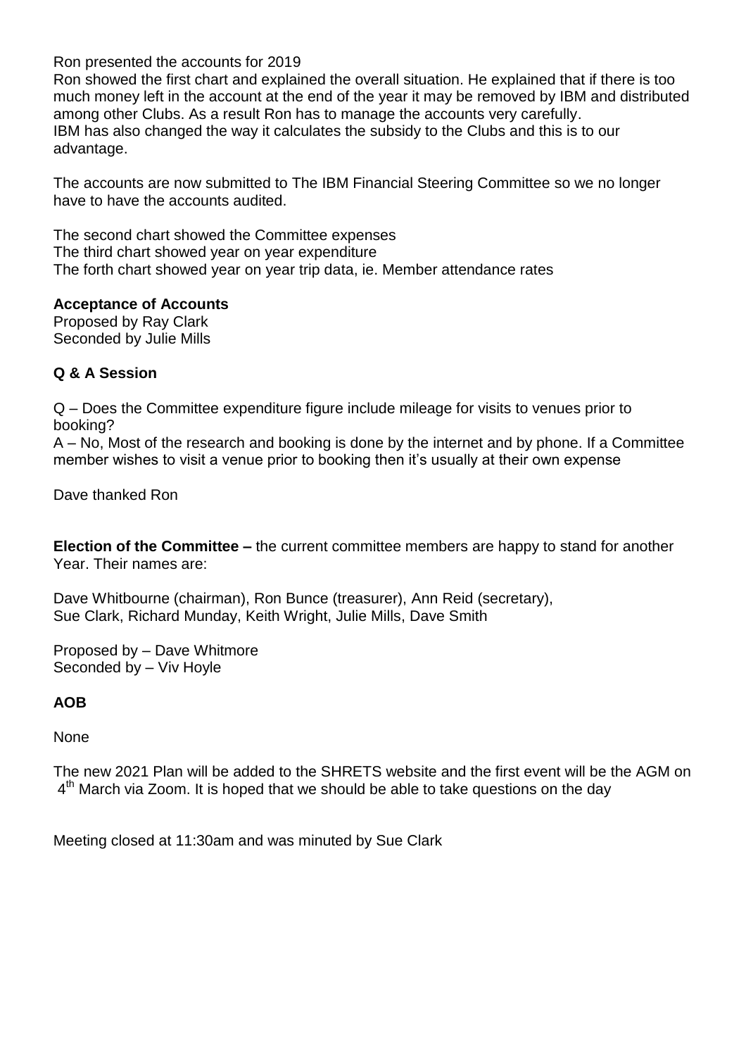Ron presented the accounts for 2019

Ron showed the first chart and explained the overall situation. He explained that if there is too much money left in the account at the end of the year it may be removed by IBM and distributed among other Clubs. As a result Ron has to manage the accounts very carefully.
IBM has also changed the way it calculates the subsidy to the Clubs and this is to our advantage.

The accounts are now submitted to The IBM Financial Steering Committee so we no longer have to have the accounts audited.

The second chart showed the Committee expenses
The third chart showed year on year expenditure
The forth chart showed year on year trip data, ie. Member attendance rates

**Acceptance of Accounts**
Proposed by Ray Clark
Seconded by Julie Mills

**Q & A Session**

Q – Does the Committee expenditure figure include mileage for visits to venues prior to booking?
A – No, Most of the research and booking is done by the internet and by phone. If a Committee member wishes to visit a venue prior to booking then it's usually at their own expense

Dave thanked Ron

**Election of the Committee –** the current committee members are happy to stand for another Year. Their names are:

Dave Whitbourne (chairman), Ron Bunce (treasurer), Ann Reid (secretary), Sue Clark, Richard Munday, Keith Wright, Julie Mills, Dave Smith

Proposed by – Dave Whitmore
Seconded by – Viv Hoyle

**AOB**

None

The new 2021 Plan will be added to the SHRETS website and the first event will be the AGM on 4th March via Zoom. It is hoped that we should be able to take questions on the day

Meeting closed at 11:30am and was minuted by Sue Clark